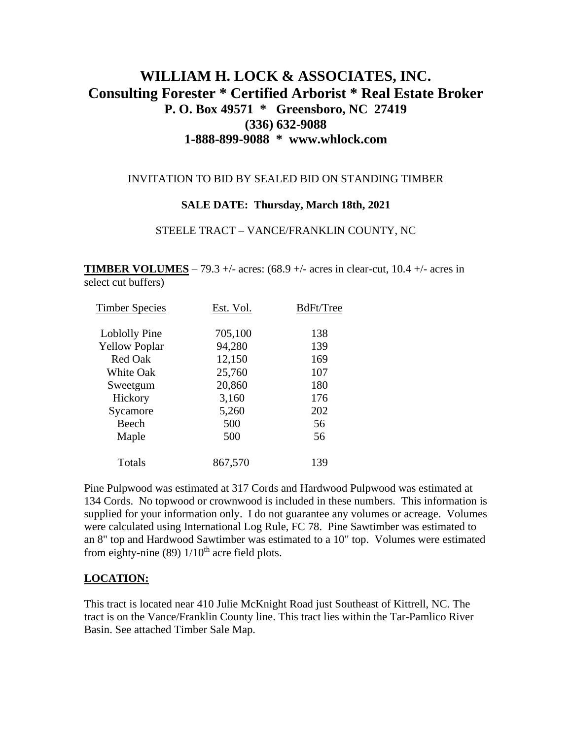# WILLIAM H. LOCK & ASSOCIATES, INC.
## Consulting Forester * Certified Arborist * Real Estate Broker
### P. O. Box 49571 * Greensboro, NC 27419
### (336) 632-9088
### 1-888-899-9088 * www.whlock.com

INVITATION TO BID BY SEALED BID ON STANDING TIMBER

**SALE DATE: Thursday, March 18th, 2021**

STEELE TRACT – VANCE/FRANKLIN COUNTY, NC

**TIMBER VOLUMES** – 79.3 +/- acres: (68.9 +/- acres in clear-cut, 10.4 +/- acres in select cut buffers)

| Timber Species | Est. Vol. | BdFt/Tree |
|---|---|---|
| Loblolly Pine | 705,100 | 138 |
| Yellow Poplar | 94,280 | 139 |
| Red Oak | 12,150 | 169 |
| White Oak | 25,760 | 107 |
| Sweetgum | 20,860 | 180 |
| Hickory | 3,160 | 176 |
| Sycamore | 5,260 | 202 |
| Beech | 500 | 56 |
| Maple | 500 | 56 |
| Totals | 867,570 | 139 |

Pine Pulpwood was estimated at 317 Cords and Hardwood Pulpwood was estimated at 134 Cords. No topwood or crownwood is included in these numbers. This information is supplied for your information only. I do not guarantee any volumes or acreage. Volumes were calculated using International Log Rule, FC 78. Pine Sawtimber was estimated to an 8" top and Hardwood Sawtimber was estimated to a 10" top. Volumes were estimated from eighty-nine (89) 1/10th acre field plots.

**LOCATION:**

This tract is located near 410 Julie McKnight Road just Southeast of Kittrell, NC. The tract is on the Vance/Franklin County line. This tract lies within the Tar-Pamlico River Basin. See attached Timber Sale Map.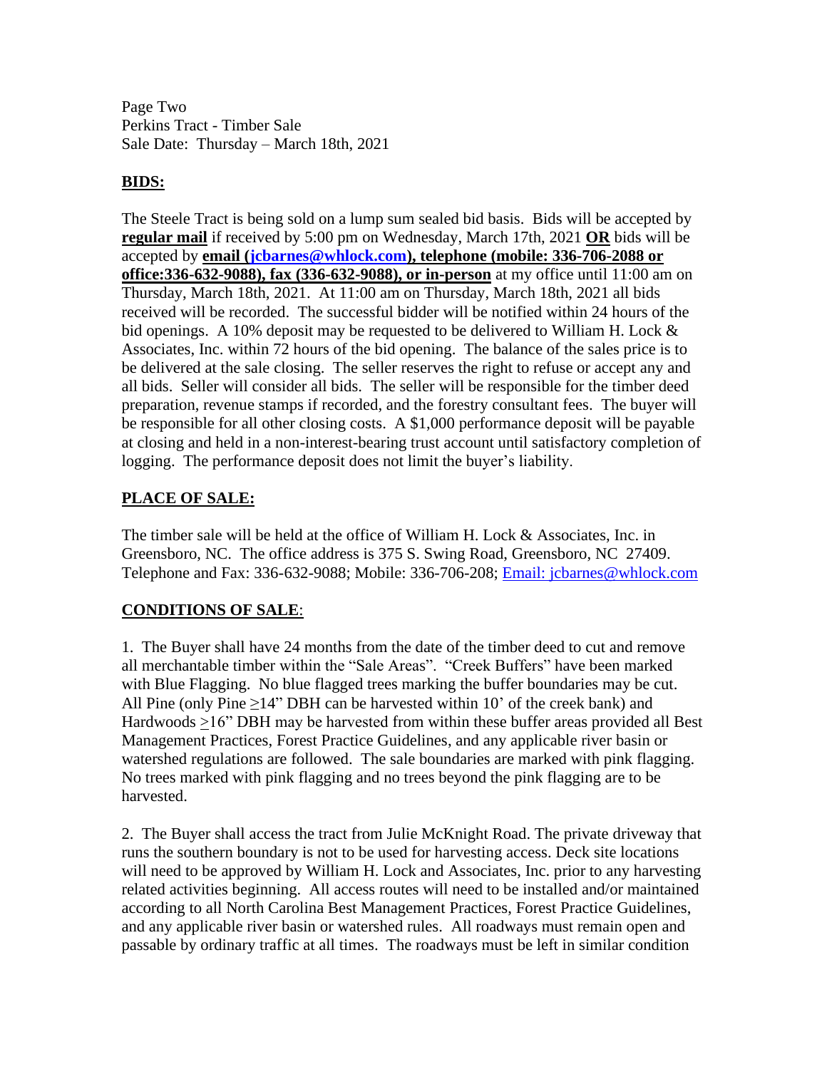Page Two
Perkins Tract - Timber Sale
Sale Date: Thursday – March 18th, 2021

## BIDS:

The Steele Tract is being sold on a lump sum sealed bid basis. Bids will be accepted by **regular mail** if received by 5:00 pm on Wednesday, March 17th, 2021 **OR** bids will be accepted by **email (jcbarnes@whlock.com), telephone (mobile: 336-706-2088 or office:336-632-9088), fax (336-632-9088), or in-person** at my office until 11:00 am on Thursday, March 18th, 2021. At 11:00 am on Thursday, March 18th, 2021 all bids received will be recorded. The successful bidder will be notified within 24 hours of the bid openings. A 10% deposit may be requested to be delivered to William H. Lock & Associates, Inc. within 72 hours of the bid opening. The balance of the sales price is to be delivered at the sale closing. The seller reserves the right to refuse or accept any and all bids. Seller will consider all bids. The seller will be responsible for the timber deed preparation, revenue stamps if recorded, and the forestry consultant fees. The buyer will be responsible for all other closing costs. A $1,000 performance deposit will be payable at closing and held in a non-interest-bearing trust account until satisfactory completion of logging. The performance deposit does not limit the buyer's liability.

## PLACE OF SALE:

The timber sale will be held at the office of William H. Lock & Associates, Inc. in Greensboro, NC. The office address is 375 S. Swing Road, Greensboro, NC 27409. Telephone and Fax: 336-632-9088; Mobile: 336-706-208; Email: jcbarnes@whlock.com

## CONDITIONS OF SALE:

1. The Buyer shall have 24 months from the date of the timber deed to cut and remove all merchantable timber within the "Sale Areas". "Creek Buffers" have been marked with Blue Flagging. No blue flagged trees marking the buffer boundaries may be cut. All Pine (only Pine ≥14" DBH can be harvested within 10' of the creek bank) and Hardwoods ≥16" DBH may be harvested from within these buffer areas provided all Best Management Practices, Forest Practice Guidelines, and any applicable river basin or watershed regulations are followed. The sale boundaries are marked with pink flagging. No trees marked with pink flagging and no trees beyond the pink flagging are to be harvested.

2. The Buyer shall access the tract from Julie McKnight Road. The private driveway that runs the southern boundary is not to be used for harvesting access. Deck site locations will need to be approved by William H. Lock and Associates, Inc. prior to any harvesting related activities beginning. All access routes will need to be installed and/or maintained according to all North Carolina Best Management Practices, Forest Practice Guidelines, and any applicable river basin or watershed rules. All roadways must remain open and passable by ordinary traffic at all times. The roadways must be left in similar condition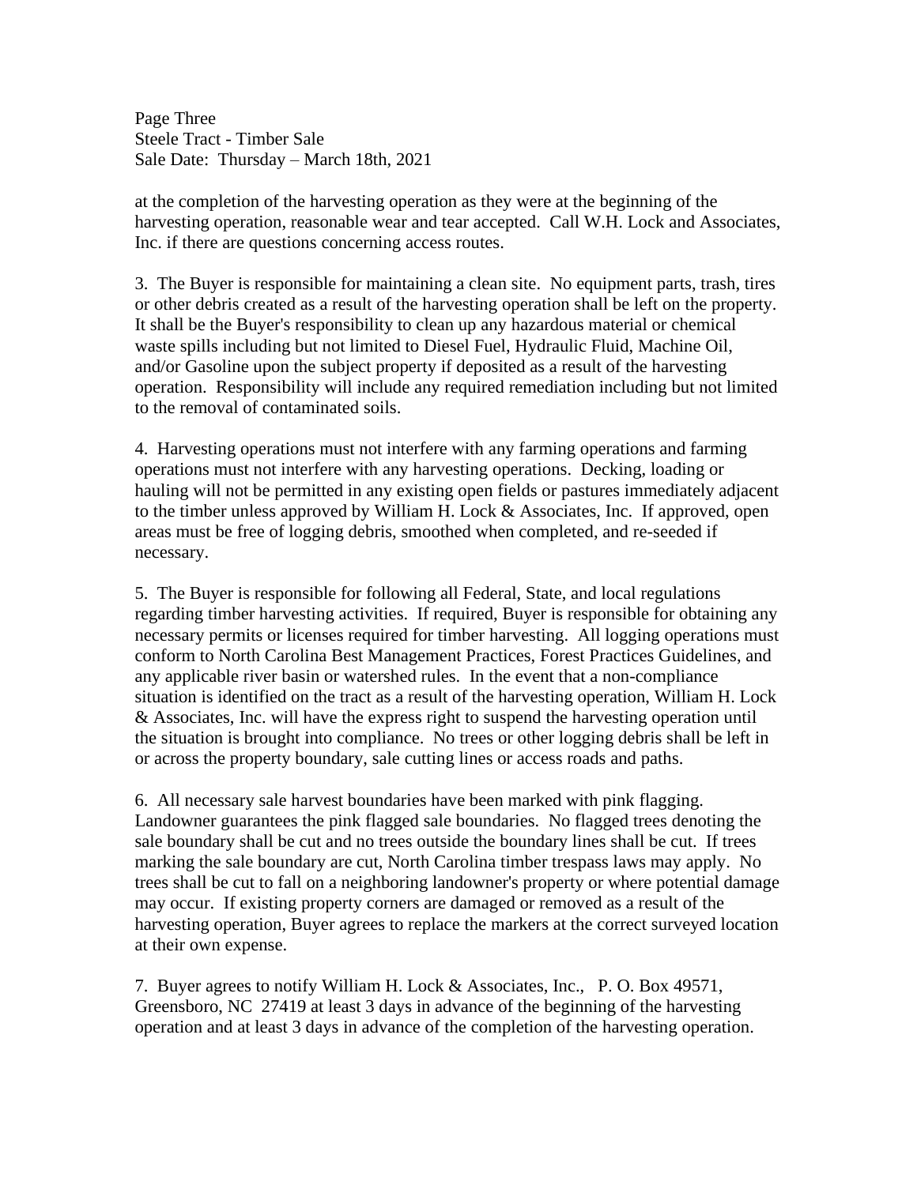at the completion of the harvesting operation as they were at the beginning of the harvesting operation, reasonable wear and tear accepted. Call W.H. Lock and Associates, Inc. if there are questions concerning access routes.

3. The Buyer is responsible for maintaining a clean site. No equipment parts, trash, tires or other debris created as a result of the harvesting operation shall be left on the property. It shall be the Buyer's responsibility to clean up any hazardous material or chemical waste spills including but not limited to Diesel Fuel, Hydraulic Fluid, Machine Oil, and/or Gasoline upon the subject property if deposited as a result of the harvesting operation. Responsibility will include any required remediation including but not limited to the removal of contaminated soils.

4. Harvesting operations must not interfere with any farming operations and farming operations must not interfere with any harvesting operations. Decking, loading or hauling will not be permitted in any existing open fields or pastures immediately adjacent to the timber unless approved by William H. Lock & Associates, Inc. If approved, open areas must be free of logging debris, smoothed when completed, and re-seeded if necessary.

5. The Buyer is responsible for following all Federal, State, and local regulations regarding timber harvesting activities. If required, Buyer is responsible for obtaining any necessary permits or licenses required for timber harvesting. All logging operations must conform to North Carolina Best Management Practices, Forest Practices Guidelines, and any applicable river basin or watershed rules. In the event that a non-compliance situation is identified on the tract as a result of the harvesting operation, William H. Lock & Associates, Inc. will have the express right to suspend the harvesting operation until the situation is brought into compliance. No trees or other logging debris shall be left in or across the property boundary, sale cutting lines or access roads and paths.

6. All necessary sale harvest boundaries have been marked with pink flagging. Landowner guarantees the pink flagged sale boundaries. No flagged trees denoting the sale boundary shall be cut and no trees outside the boundary lines shall be cut. If trees marking the sale boundary are cut, North Carolina timber trespass laws may apply. No trees shall be cut to fall on a neighboring landowner's property or where potential damage may occur. If existing property corners are damaged or removed as a result of the harvesting operation, Buyer agrees to replace the markers at the correct surveyed location at their own expense.

7. Buyer agrees to notify William H. Lock & Associates, Inc., P. O. Box 49571, Greensboro, NC 27419 at least 3 days in advance of the beginning of the harvesting operation and at least 3 days in advance of the completion of the harvesting operation.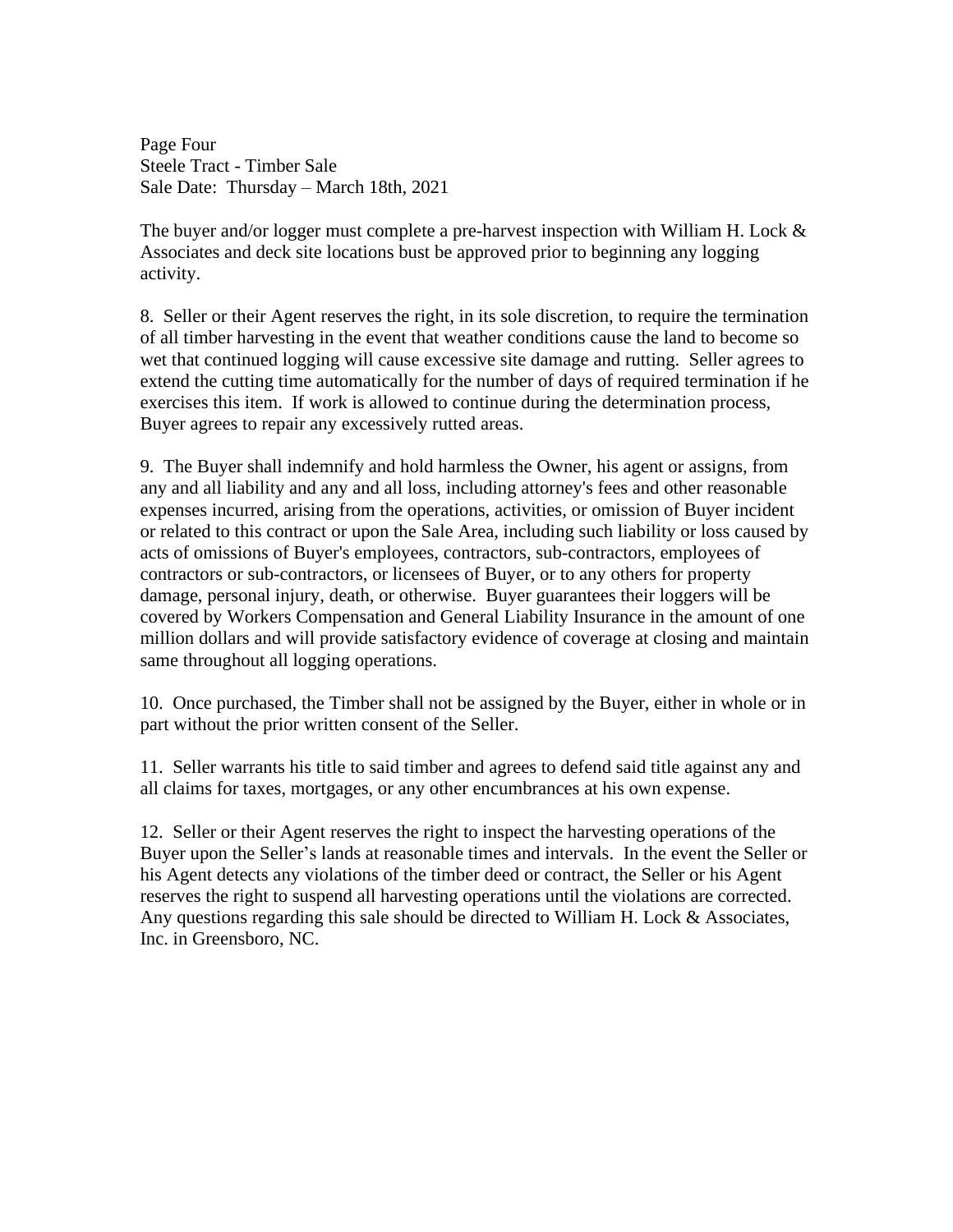Page Four
Steele Tract - Timber Sale
Sale Date: Thursday – March 18th, 2021

The buyer and/or logger must complete a pre-harvest inspection with William H. Lock & Associates and deck site locations bust be approved prior to beginning any logging activity.

8. Seller or their Agent reserves the right, in its sole discretion, to require the termination of all timber harvesting in the event that weather conditions cause the land to become so wet that continued logging will cause excessive site damage and rutting. Seller agrees to extend the cutting time automatically for the number of days of required termination if he exercises this item. If work is allowed to continue during the determination process, Buyer agrees to repair any excessively rutted areas.

9. The Buyer shall indemnify and hold harmless the Owner, his agent or assigns, from any and all liability and any and all loss, including attorney's fees and other reasonable expenses incurred, arising from the operations, activities, or omission of Buyer incident or related to this contract or upon the Sale Area, including such liability or loss caused by acts of omissions of Buyer's employees, contractors, sub-contractors, employees of contractors or sub-contractors, or licensees of Buyer, or to any others for property damage, personal injury, death, or otherwise. Buyer guarantees their loggers will be covered by Workers Compensation and General Liability Insurance in the amount of one million dollars and will provide satisfactory evidence of coverage at closing and maintain same throughout all logging operations.

10. Once purchased, the Timber shall not be assigned by the Buyer, either in whole or in part without the prior written consent of the Seller.

11. Seller warrants his title to said timber and agrees to defend said title against any and all claims for taxes, mortgages, or any other encumbrances at his own expense.

12. Seller or their Agent reserves the right to inspect the harvesting operations of the Buyer upon the Seller's lands at reasonable times and intervals. In the event the Seller or his Agent detects any violations of the timber deed or contract, the Seller or his Agent reserves the right to suspend all harvesting operations until the violations are corrected. Any questions regarding this sale should be directed to William H. Lock & Associates, Inc. in Greensboro, NC.